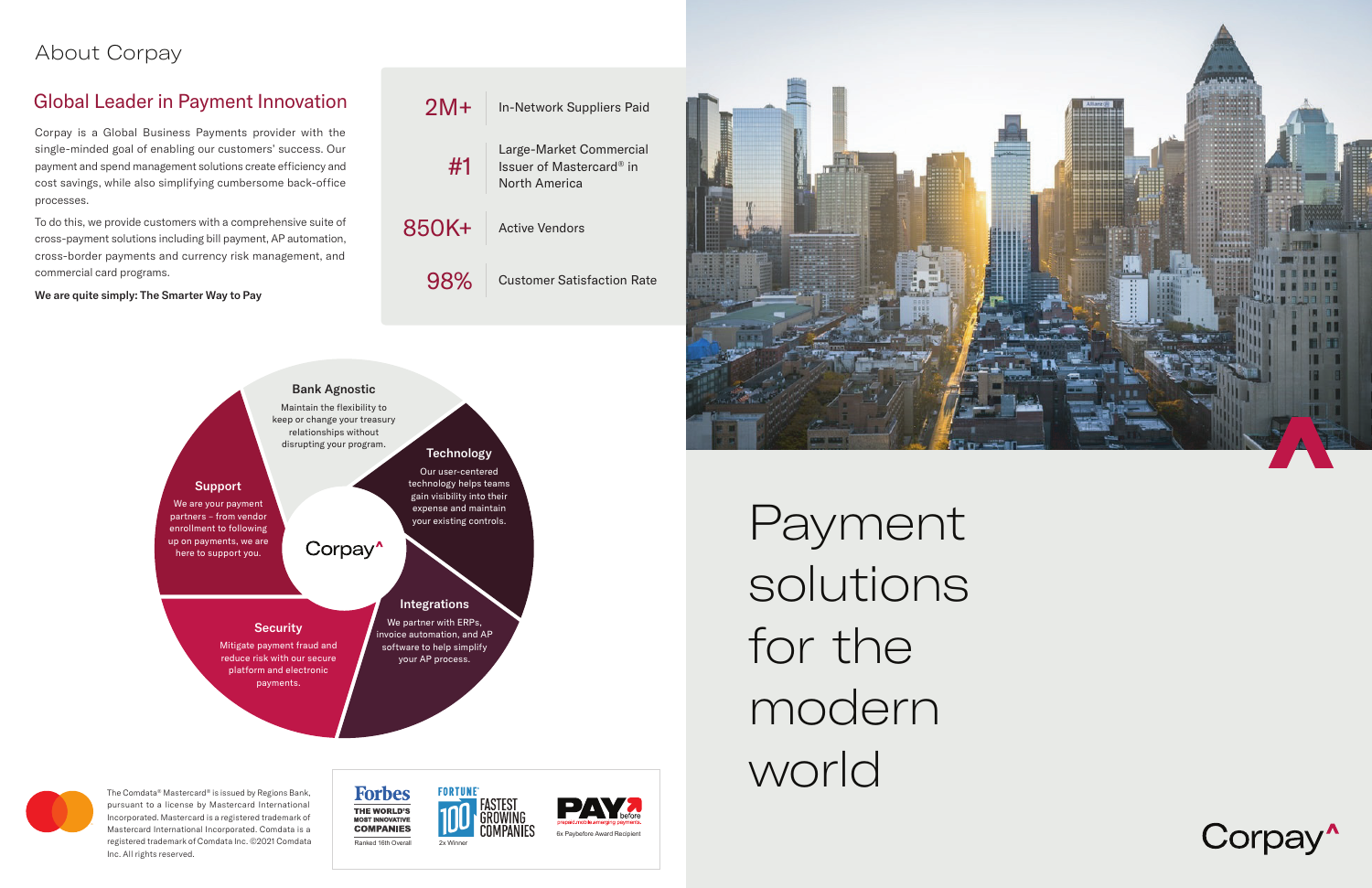# About Corpay

## Global Leader in Payment Innovation

Corpay is a Global Business Payments provider with the single-minded goal of enabling our customers' success. Our payment and spend management solutions create efficiency and cost savings, while also simplifying cumbersome back-office processes.

To do this, we provide customers with a comprehensive suite of cross-payment solutions including bill payment, AP automation, cross-border payments and currency risk management, and commercial card programs.

**We are quite simply: The Smarter Way to Pay**

| | |
|---|---|
| 2M+ | In-Network Suppliers Paid |
| #1 | Large-Market Commercial Issuer of Mastercard® in North America |
| 850K+ | Active Vendors |
| 98% | Customer Satisfaction Rate |

Corpay

**Bank Agnostic**
Maintain the flexibility to keep or change your treasury relationships without disrupting your program.

**Technology**
Our user-centered technology helps teams gain visibility into their expense and maintain your existing controls.

**Integrations**
We partner with ERPs, invoice automation, and AP software to help simplify your AP process.

**Security**
Mitigate payment fraud and reduce risk with our secure platform and electronic payments.

**Support**
We are your payment partners – from vendor enrollment to following up on payments, we are here to support you.

The Comdata® Mastercard® is issued by Regions Bank, pursuant to a license by Mastercard International Incorporated. Mastercard is a registered trademark of Mastercard International Incorporated. Comdata is a registered trademark of Comdata Inc. ©2021 Comdata Inc. All rights reserved.

Forbes THE WORLD'S MOST INNOVATIVE COMPANIES — Ranked 16th Overall

FORTUNE 100 FASTEST GROWING COMPANIES — 2x Winner

PAYbefore — 6x Paybefore Award Recipient

# Payment solutions for the modern world

Corpay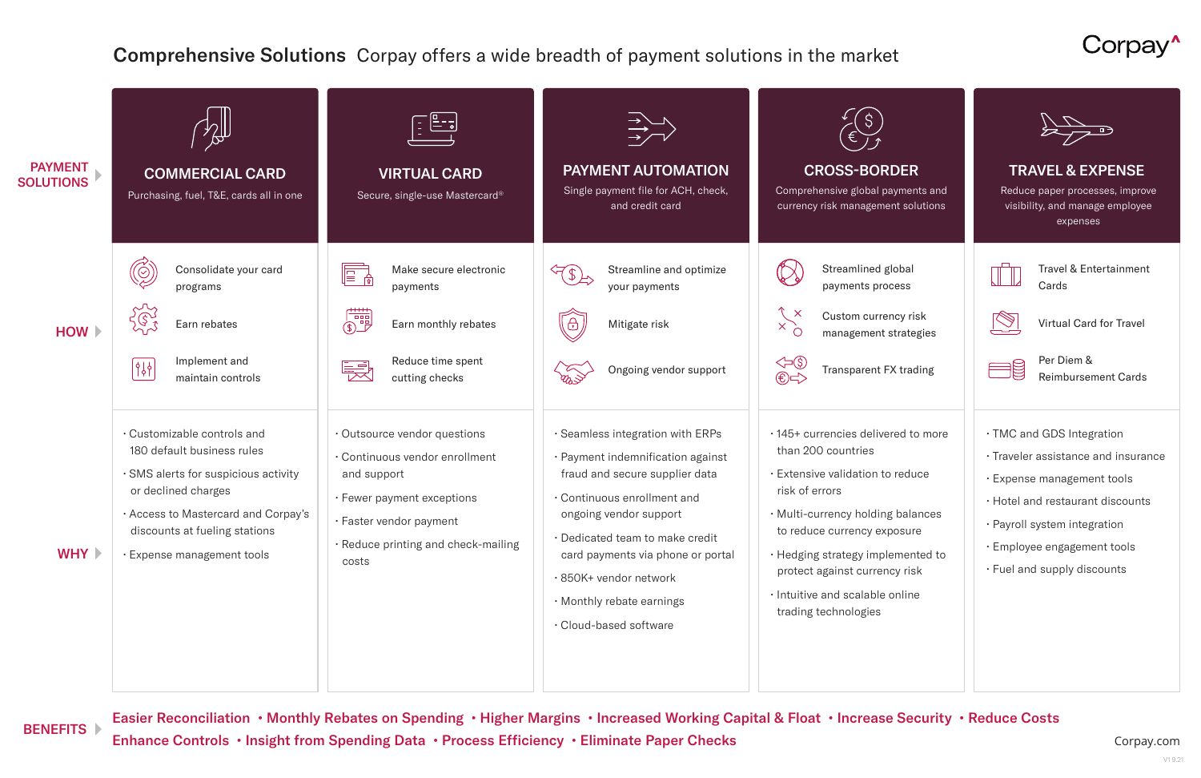# Comprehensive Solutions

Corpay offers a wide breadth of payment solutions in the market

Corpay

| PAYMENT SOLUTIONS | COMMERCIAL CARD | VIRTUAL CARD | PAYMENT AUTOMATION | CROSS-BORDER | TRAVEL & EXPENSE |
|---|---|---|---|---|---|
| | Purchasing, fuel, T&E, cards all in one | Secure, single-use Mastercard® | Single payment file for ACH, check, and credit card | Comprehensive global payments and currency risk management solutions | Reduce paper processes, improve visibility, and manage employee expenses |
| **HOW** | Consolidate your card programs<br>Earn rebates<br>Implement and maintain controls | Make secure electronic payments<br>Earn monthly rebates<br>Reduce time spent cutting checks | Streamline and optimize your payments<br>Mitigate risk<br>Ongoing vendor support | Streamlined global payments process<br>Custom currency risk management strategies<br>Transparent FX trading | Travel & Entertainment Cards<br>Virtual Card for Travel<br>Per Diem & Reimbursement Cards |
| **WHY** | · Customizable controls and 180 default business rules<br>· SMS alerts for suspicious activity or declined charges<br>· Access to Mastercard and Corpay's discounts at fueling stations<br>· Expense management tools | · Outsource vendor questions<br>· Continuous vendor enrollment and support<br>· Fewer payment exceptions<br>· Faster vendor payment<br>· Reduce printing and check-mailing costs | · Seamless integration with ERPs<br>· Payment indemnification against fraud and secure supplier data<br>· Continuous enrollment and ongoing vendor support<br>· Dedicated team to make credit card payments via phone or portal<br>· 850K+ vendor network<br>· Monthly rebate earnings<br>· Cloud-based software | · 145+ currencies delivered to more than 200 countries<br>· Extensive validation to reduce risk of errors<br>· Multi-currency holding balances to reduce currency exposure<br>· Hedging strategy implemented to protect against currency risk<br>· Intuitive and scalable online trading technologies | · TMC and GDS Integration<br>· Traveler assistance and insurance<br>· Expense management tools<br>· Hotel and restaurant discounts<br>· Payroll system integration<br>· Employee engagement tools<br>· Fuel and supply discounts |

**BENEFITS**

Easier Reconciliation • Monthly Rebates on Spending • Higher Margins • Increased Working Capital & Float • Increase Security • Reduce Costs • Enhance Controls • Insight from Spending Data • Process Efficiency • Eliminate Paper Checks

Corpay.com